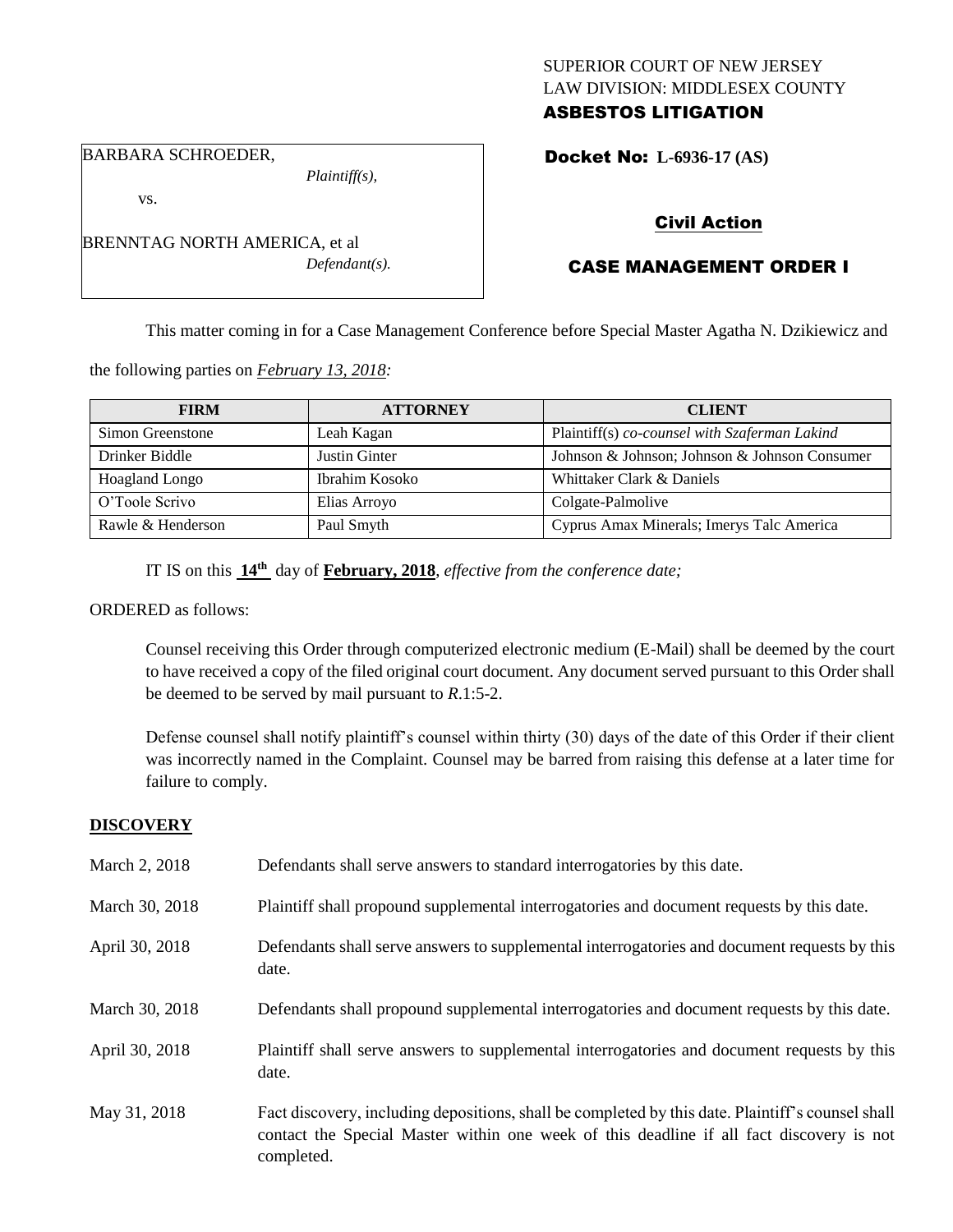SUPERIOR COURT OF NEW JERSEY
LAW DIVISION: MIDDLESEX COUNTY
**ASBESTOS LITIGATION**

BARBARA SCHROEDER,
*Plaintiff(s),*

vs.

BRENNTAG NORTH AMERICA, et al
*Defendant(s).*

**Docket No: L-6936-17 (AS)**

**Civil Action**

**CASE MANAGEMENT ORDER I**

This matter coming in for a Case Management Conference before Special Master Agatha N. Dzikiewicz and the following parties on *February 13, 2018:*

| FIRM | ATTORNEY | CLIENT |
|---|---|---|
| Simon Greenstone | Leah Kagan | Plaintiff(s) *co-counsel with Szaferman Lakind* |
| Drinker Biddle | Justin Ginter | Johnson & Johnson; Johnson & Johnson Consumer |
| Hoagland Longo | Ibrahim Kosoko | Whittaker Clark & Daniels |
| O'Toole Scrivo | Elias Arroyo | Colgate-Palmolive |
| Rawle & Henderson | Paul Smyth | Cyprus Amax Minerals; Imerys Talc America |

IT IS on this **14th** day of **February, 2018**, *effective from the conference date;*

ORDERED as follows:

Counsel receiving this Order through computerized electronic medium (E-Mail) shall be deemed by the court to have received a copy of the filed original court document. Any document served pursuant to this Order shall be deemed to be served by mail pursuant to *R*.1:5-2.

Defense counsel shall notify plaintiff's counsel within thirty (30) days of the date of this Order if their client was incorrectly named in the Complaint. Counsel may be barred from raising this defense at a later time for failure to comply.

## DISCOVERY

| | |
|---|---|
| March 2, 2018 | Defendants shall serve answers to standard interrogatories by this date. |
| March 30, 2018 | Plaintiff shall propound supplemental interrogatories and document requests by this date. |
| April 30, 2018 | Defendants shall serve answers to supplemental interrogatories and document requests by this date. |
| March 30, 2018 | Defendants shall propound supplemental interrogatories and document requests by this date. |
| April 30, 2018 | Plaintiff shall serve answers to supplemental interrogatories and document requests by this date. |
| May 31, 2018 | Fact discovery, including depositions, shall be completed by this date. Plaintiff's counsel shall contact the Special Master within one week of this deadline if all fact discovery is not completed. |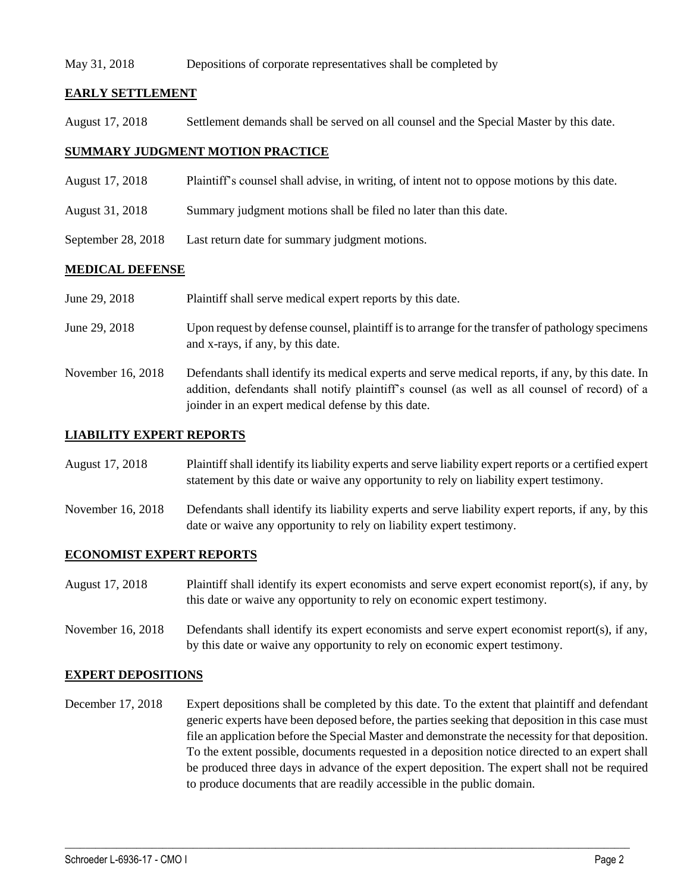May 31, 2018 Depositions of corporate representatives shall be completed by

## EARLY SETTLEMENT

August 17, 2018 Settlement demands shall be served on all counsel and the Special Master by this date.

## SUMMARY JUDGMENT MOTION PRACTICE

August 17, 2018 Plaintiff's counsel shall advise, in writing, of intent not to oppose motions by this date.

August 31, 2018 Summary judgment motions shall be filed no later than this date.

September 28, 2018 Last return date for summary judgment motions.

## MEDICAL DEFENSE

June 29, 2018 Plaintiff shall serve medical expert reports by this date.

June 29, 2018 Upon request by defense counsel, plaintiff is to arrange for the transfer of pathology specimens and x-rays, if any, by this date.

November 16, 2018 Defendants shall identify its medical experts and serve medical reports, if any, by this date. In addition, defendants shall notify plaintiff's counsel (as well as all counsel of record) of a joinder in an expert medical defense by this date.

## LIABILITY EXPERT REPORTS

August 17, 2018 Plaintiff shall identify its liability experts and serve liability expert reports or a certified expert statement by this date or waive any opportunity to rely on liability expert testimony.

November 16, 2018 Defendants shall identify its liability experts and serve liability expert reports, if any, by this date or waive any opportunity to rely on liability expert testimony.

## ECONOMIST EXPERT REPORTS

August 17, 2018 Plaintiff shall identify its expert economists and serve expert economist report(s), if any, by this date or waive any opportunity to rely on economic expert testimony.

November 16, 2018 Defendants shall identify its expert economists and serve expert economist report(s), if any, by this date or waive any opportunity to rely on economic expert testimony.

## EXPERT DEPOSITIONS

December 17, 2018 Expert depositions shall be completed by this date. To the extent that plaintiff and defendant generic experts have been deposed before, the parties seeking that deposition in this case must file an application before the Special Master and demonstrate the necessity for that deposition. To the extent possible, documents requested in a deposition notice directed to an expert shall be produced three days in advance of the expert deposition. The expert shall not be required to produce documents that are readily accessible in the public domain.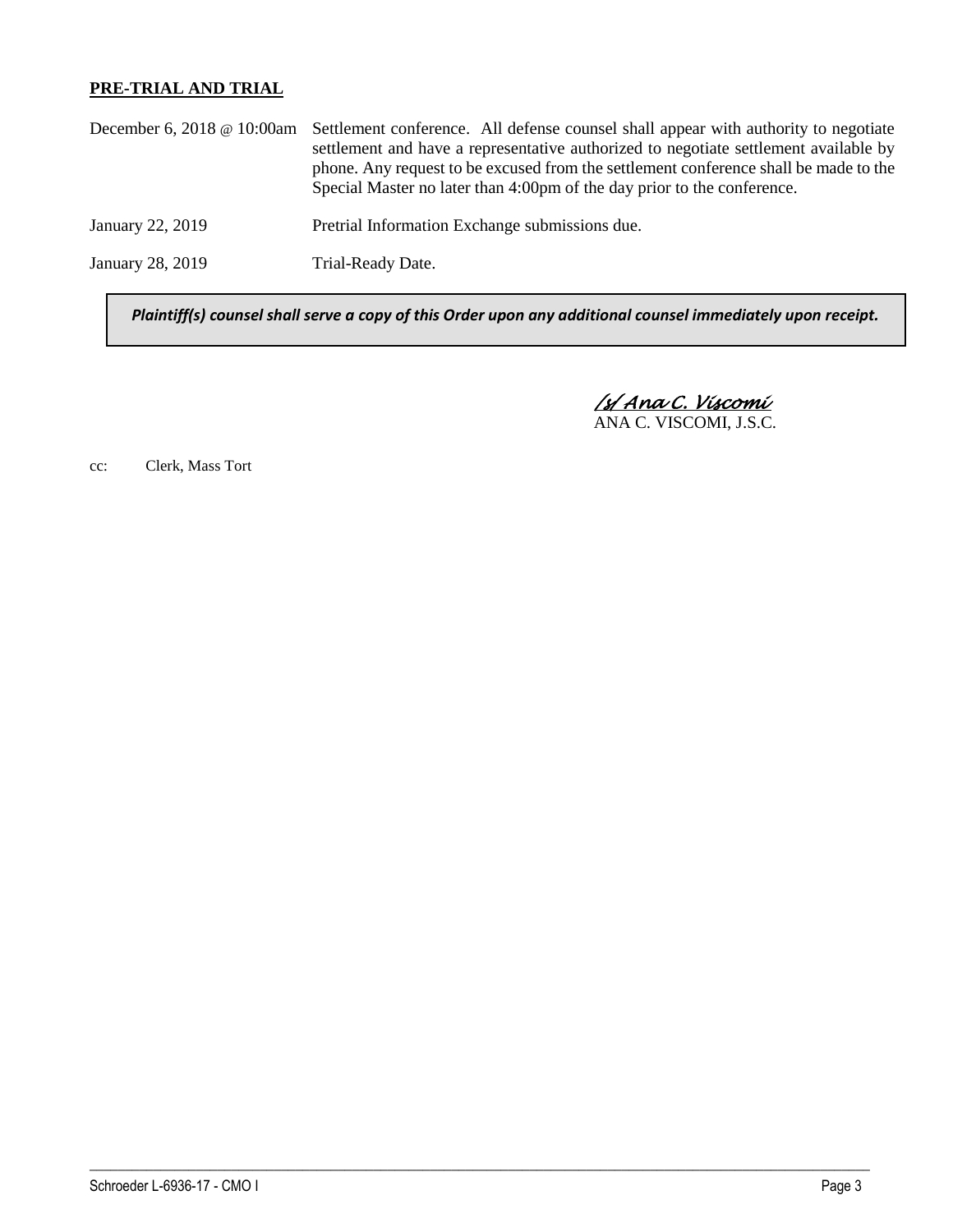**PRE-TRIAL AND TRIAL**

| | |
|---|---|
| December 6, 2018 @ 10:00am | Settlement conference. All defense counsel shall appear with authority to negotiate settlement and have a representative authorized to negotiate settlement available by phone. Any request to be excused from the settlement conference shall be made to the Special Master no later than 4:00pm of the day prior to the conference. |
| January 22, 2019 | Pretrial Information Exchange submissions due. |
| January 28, 2019 | Trial-Ready Date. |

***Plaintiff(s) counsel shall serve a copy of this Order upon any additional counsel immediately upon receipt.***

/s/ Ana C. Viscomi
ANA C. VISCOMI, J.S.C.

cc: Clerk, Mass Tort